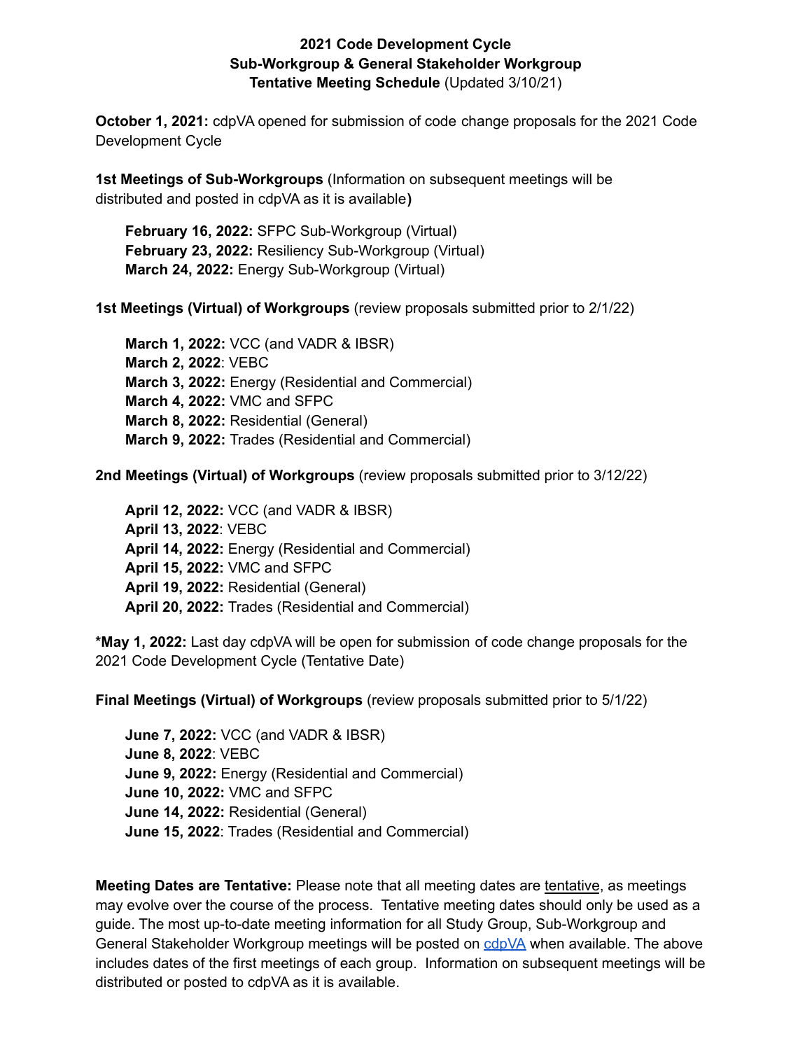**2021 Code Development Cycle**
**Sub-Workgroup & General Stakeholder Workgroup**
**Tentative Meeting Schedule** (Updated 3/10/21)

**October 1, 2021:** cdpVA opened for submission of code change proposals for the 2021 Code Development Cycle

**1st Meetings of Sub-Workgroups** (Information on subsequent meetings will be distributed and posted in cdpVA as it is available**)**

- **February 16, 2022:** SFPC Sub-Workgroup (Virtual)
- **February 23, 2022:** Resiliency Sub-Workgroup (Virtual)
- **March 24, 2022:** Energy Sub-Workgroup (Virtual)

**1st Meetings (Virtual) of Workgroups** (review proposals submitted prior to 2/1/22)

- **March 1, 2022:** VCC (and VADR & IBSR)
- **March 2, 2022**: VEBC
- **March 3, 2022:** Energy (Residential and Commercial)
- **March 4, 2022:** VMC and SFPC
- **March 8, 2022:** Residential (General)
- **March 9, 2022:** Trades (Residential and Commercial)

**2nd Meetings (Virtual) of Workgroups** (review proposals submitted prior to 3/12/22)

- **April 12, 2022:** VCC (and VADR & IBSR)
- **April 13, 2022**: VEBC
- **April 14, 2022:** Energy (Residential and Commercial)
- **April 15, 2022:** VMC and SFPC
- **April 19, 2022:** Residential (General)
- **April 20, 2022:** Trades (Residential and Commercial)

***May 1, 2022:** Last day cdpVA will be open for submission of code change proposals for the 2021 Code Development Cycle (Tentative Date)

**Final Meetings (Virtual) of Workgroups** (review proposals submitted prior to 5/1/22)

- **June 7, 2022:** VCC (and VADR & IBSR)
- **June 8, 2022**: VEBC
- **June 9, 2022:** Energy (Residential and Commercial)
- **June 10, 2022:** VMC and SFPC
- **June 14, 2022:** Residential (General)
- **June 15, 2022**: Trades (Residential and Commercial)

**Meeting Dates are Tentative:** Please note that all meeting dates are tentative, as meetings may evolve over the course of the process. Tentative meeting dates should only be used as a guide. The most up-to-date meeting information for all Study Group, Sub-Workgroup and General Stakeholder Workgroup meetings will be posted on cdpVA when available. The above includes dates of the first meetings of each group. Information on subsequent meetings will be distributed or posted to cdpVA as it is available.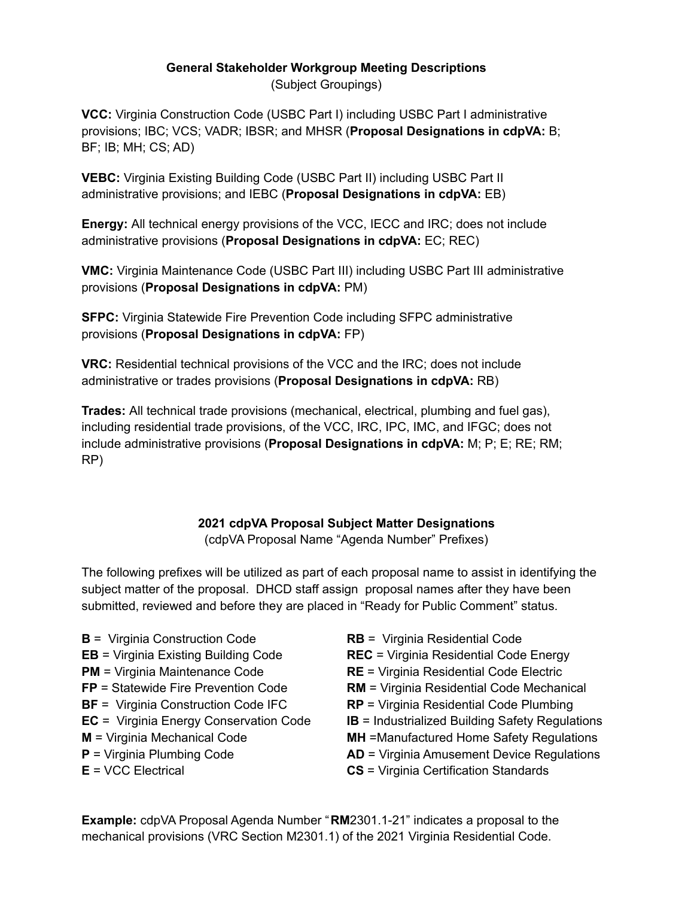## General Stakeholder Workgroup Meeting Descriptions

(Subject Groupings)

**VCC:** Virginia Construction Code (USBC Part I) including USBC Part I administrative provisions; IBC; VCS; VADR; IBSR; and MHSR (**Proposal Designations in cdpVA:** B; BF; IB; MH; CS; AD)

**VEBC:** Virginia Existing Building Code (USBC Part II) including USBC Part II administrative provisions; and IEBC (**Proposal Designations in cdpVA:** EB)

**Energy:** All technical energy provisions of the VCC, IECC and IRC; does not include administrative provisions (**Proposal Designations in cdpVA:** EC; REC)

**VMC:** Virginia Maintenance Code (USBC Part III) including USBC Part III administrative provisions (**Proposal Designations in cdpVA:** PM)

**SFPC:** Virginia Statewide Fire Prevention Code including SFPC administrative provisions (**Proposal Designations in cdpVA:** FP)

**VRC:** Residential technical provisions of the VCC and the IRC; does not include administrative or trades provisions (**Proposal Designations in cdpVA:** RB)

**Trades:** All technical trade provisions (mechanical, electrical, plumbing and fuel gas), including residential trade provisions, of the VCC, IRC, IPC, IMC, and IFGC; does not include administrative provisions (**Proposal Designations in cdpVA:** M; P; E; RE; RM; RP)

## 2021 cdpVA Proposal Subject Matter Designations

(cdpVA Proposal Name "Agenda Number" Prefixes)

The following prefixes will be utilized as part of each proposal name to assist in identifying the subject matter of the proposal. DHCD staff assign proposal names after they have been submitted, reviewed and before they are placed in "Ready for Public Comment" status.

- **B** = Virginia Construction Code
- **EB** = Virginia Existing Building Code
- **PM** = Virginia Maintenance Code
- **FP** = Statewide Fire Prevention Code
- **BF** = Virginia Construction Code IFC
- **EC** = Virginia Energy Conservation Code
- **M** = Virginia Mechanical Code
- **P** = Virginia Plumbing Code
- **E** = VCC Electrical
- **RB** = Virginia Residential Code
- **REC** = Virginia Residential Code Energy
- **RE** = Virginia Residential Code Electric
- **RM** = Virginia Residential Code Mechanical
- **RP** = Virginia Residential Code Plumbing
- **IB** = Industrialized Building Safety Regulations
- **MH** =Manufactured Home Safety Regulations
- **AD** = Virginia Amusement Device Regulations
- **CS** = Virginia Certification Standards

**Example:** cdpVA Proposal Agenda Number "**RM**2301.1-21" indicates a proposal to the mechanical provisions (VRC Section M2301.1) of the 2021 Virginia Residential Code.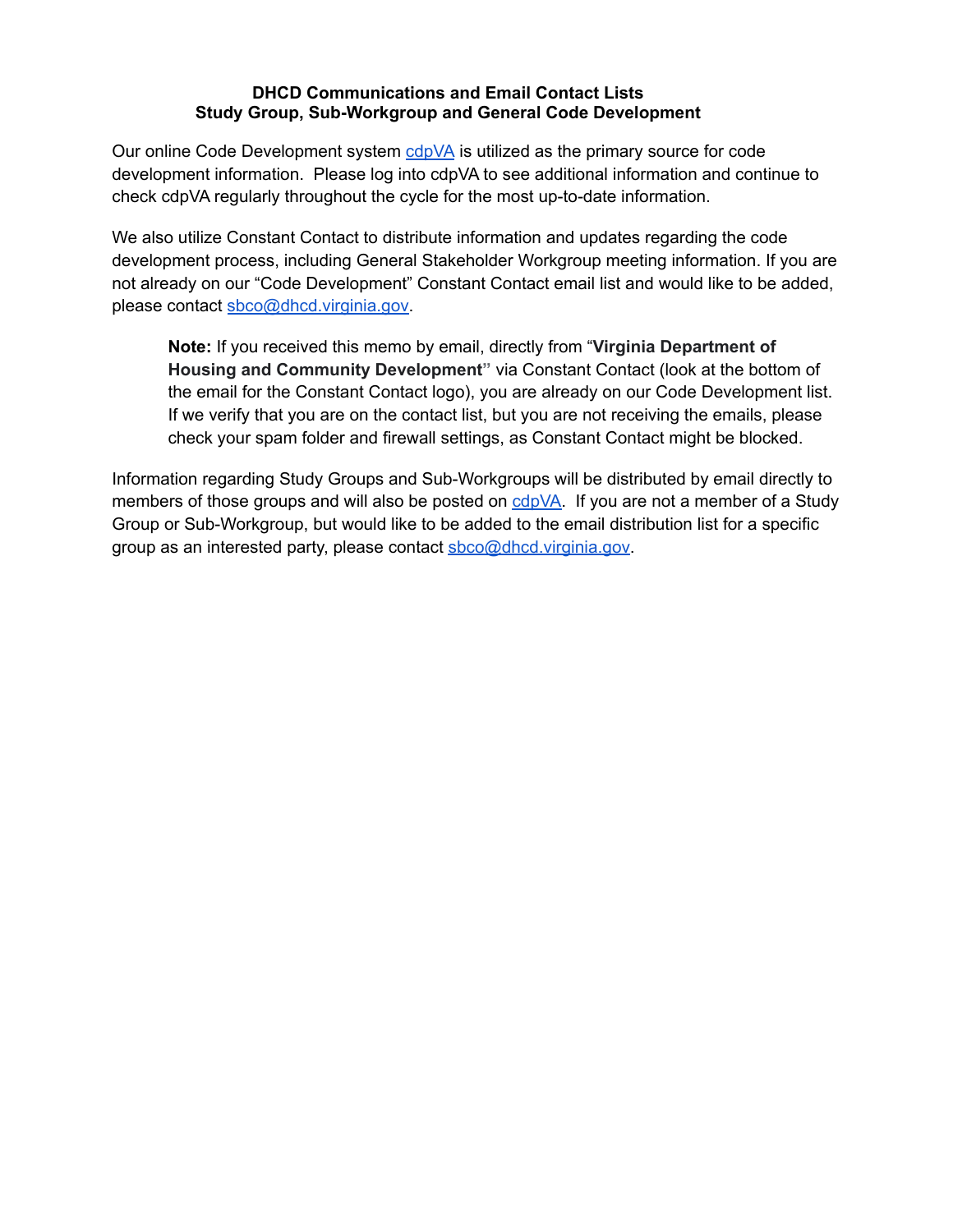**DHCD Communications and Email Contact Lists**
**Study Group, Sub-Workgroup and General Code Development**

Our online Code Development system cdpVA is utilized as the primary source for code development information. Please log into cdpVA to see additional information and continue to check cdpVA regularly throughout the cycle for the most up-to-date information.

We also utilize Constant Contact to distribute information and updates regarding the code development process, including General Stakeholder Workgroup meeting information. If you are not already on our "Code Development" Constant Contact email list and would like to be added, please contact sbco@dhcd.virginia.gov.

> **Note:** If you received this memo by email, directly from "**Virginia Department of Housing and Community Development**" via Constant Contact (look at the bottom of the email for the Constant Contact logo), you are already on our Code Development list. If we verify that you are on the contact list, but you are not receiving the emails, please check your spam folder and firewall settings, as Constant Contact might be blocked.

Information regarding Study Groups and Sub-Workgroups will be distributed by email directly to members of those groups and will also be posted on cdpVA. If you are not a member of a Study Group or Sub-Workgroup, but would like to be added to the email distribution list for a specific group as an interested party, please contact sbco@dhcd.virginia.gov.